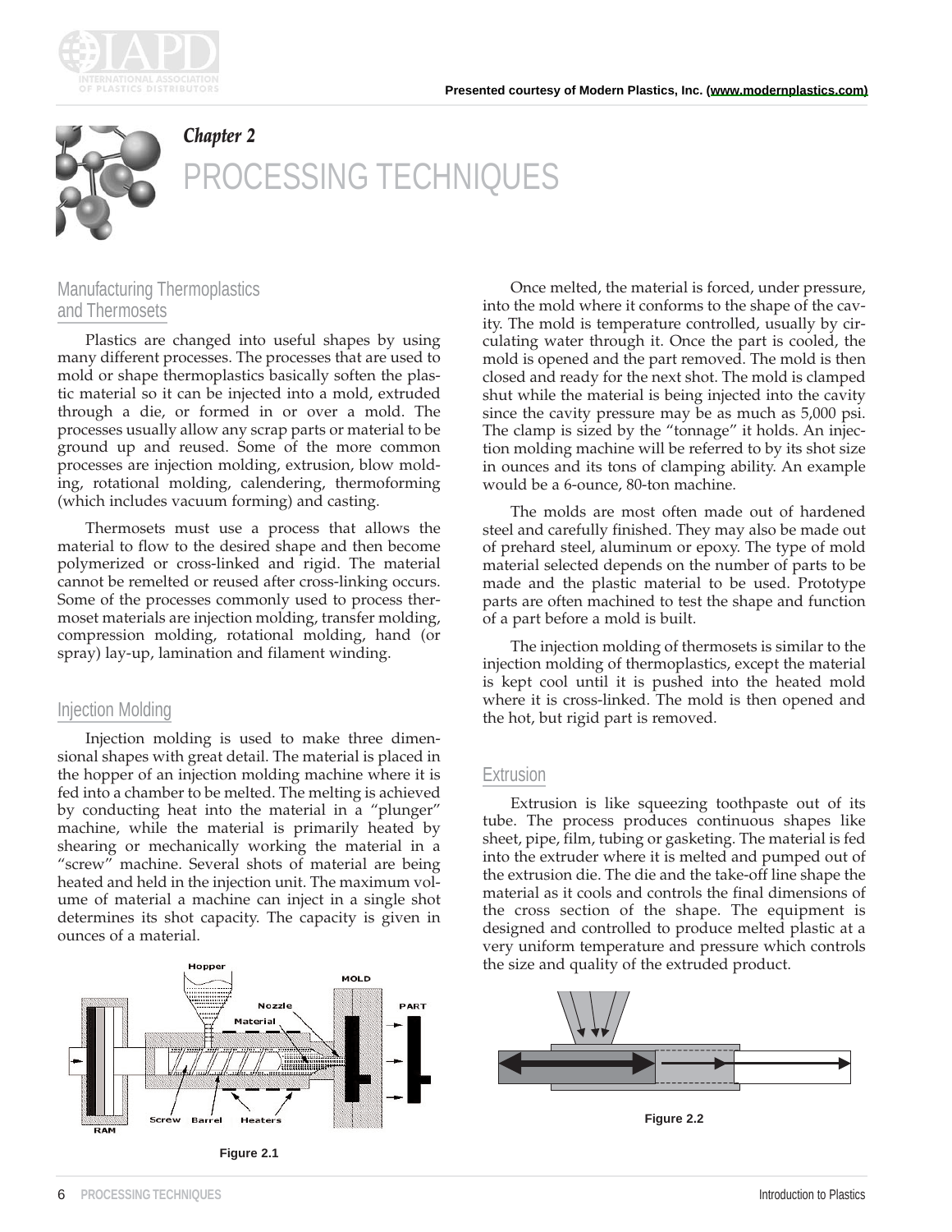## Chapter 2

# PROCESSING TECHNIQUES

### Manufacturing Thermoplastics and Thermosets

Plastics are changed into useful shapes by using many different processes. The processes that are used to mold or shape thermoplastics basically soften the plastic material so it can be injected into a mold, extruded through a die, or formed in or over a mold. The processes usually allow any scrap parts or material to be ground up and reused. Some of the more common processes are injection molding, extrusion, blow molding, rotational molding, calendering, thermoforming (which includes vacuum forming) and casting.

Thermosets must use a process that allows the material to flow to the desired shape and then become polymerized or cross-linked and rigid. The material cannot be remelted or reused after cross-linking occurs. Some of the processes commonly used to process thermoset materials are injection molding, transfer molding, compression molding, rotational molding, hand (or spray) lay-up, lamination and filament winding.

### Injection Molding

Injection molding is used to make three dimensional shapes with great detail. The material is placed in the hopper of an injection molding machine where it is fed into a chamber to be melted. The melting is achieved by conducting heat into the material in a "plunger" machine, while the material is primarily heated by shearing or mechanically working the material in a "screw" machine. Several shots of material are being heated and held in the injection unit. The maximum volume of material a machine can inject in a single shot determines its shot capacity. The capacity is given in ounces of a material.

Figure 2.1

Once melted, the material is forced, under pressure, into the mold where it conforms to the shape of the cavity. The mold is temperature controlled, usually by circulating water through it. Once the part is cooled, the mold is opened and the part removed. The mold is then closed and ready for the next shot. The mold is clamped shut while the material is being injected into the cavity since the cavity pressure may be as much as 5,000 psi. The clamp is sized by the "tonnage" it holds. An injection molding machine will be referred to by its shot size in ounces and its tons of clamping ability. An example would be a 6-ounce, 80-ton machine.

The molds are most often made out of hardened steel and carefully finished. They may also be made out of prehard steel, aluminum or epoxy. The type of mold material selected depends on the number of parts to be made and the plastic material to be used. Prototype parts are often machined to test the shape and function of a part before a mold is built.

The injection molding of thermosets is similar to the injection molding of thermoplastics, except the material is kept cool until it is pushed into the heated mold where it is cross-linked. The mold is then opened and the hot, but rigid part is removed.

### Extrusion

Extrusion is like squeezing toothpaste out of its tube. The process produces continuous shapes like sheet, pipe, film, tubing or gasketing. The material is fed into the extruder where it is melted and pumped out of the extrusion die. The die and the take-off line shape the material as it cools and controls the final dimensions of the cross section of the shape. The equipment is designed and controlled to produce melted plastic at a very uniform temperature and pressure which controls the size and quality of the extruded product.

Figure 2.2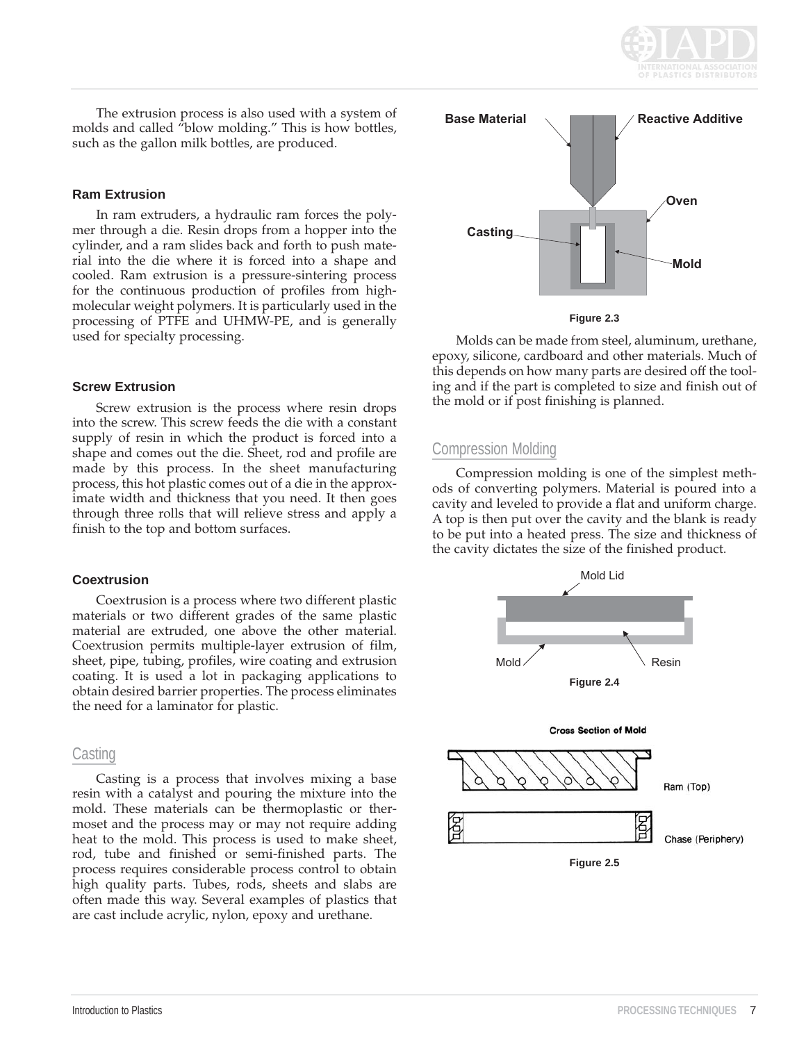The extrusion process is also used with a system of molds and called "blow molding." This is how bottles, such as the gallon milk bottles, are produced.

### Ram Extrusion

In ram extruders, a hydraulic ram forces the polymer through a die. Resin drops from a hopper into the cylinder, and a ram slides back and forth to push material into the die where it is forced into a shape and cooled. Ram extrusion is a pressure-sintering process for the continuous production of profiles from high-molecular weight polymers. It is particularly used in the processing of PTFE and UHMW-PE, and is generally used for specialty processing.

### Screw Extrusion

Screw extrusion is the process where resin drops into the screw. This screw feeds the die with a constant supply of resin in which the product is forced into a shape and comes out the die. Sheet, rod and profile are made by this process. In the sheet manufacturing process, this hot plastic comes out of a die in the approximate width and thickness that you need. It then goes through three rolls that will relieve stress and apply a finish to the top and bottom surfaces.

### Coextrusion

Coextrusion is a process where two different plastic materials or two different grades of the same plastic material are extruded, one above the other material. Coextrusion permits multiple-layer extrusion of film, sheet, pipe, tubing, profiles, wire coating and extrusion coating. It is used a lot in packaging applications to obtain desired barrier properties. The process eliminates the need for a laminator for plastic.

## Casting

Casting is a process that involves mixing a base resin with a catalyst and pouring the mixture into the mold. These materials can be thermoplastic or thermoset and the process may or may not require adding heat to the mold. This process is used to make sheet, rod, tube and finished or semi-finished parts. The process requires considerable process control to obtain high quality parts. Tubes, rods, sheets and slabs are often made this way. Several examples of plastics that are cast include acrylic, nylon, epoxy and urethane.

Base Material | Reactive Additive | Oven | Casting | Mold

**Figure 2.3**

Molds can be made from steel, aluminum, urethane, epoxy, silicone, cardboard and other materials. Much of this depends on how many parts are desired off the tooling and if the part is completed to size and finish out of the mold or if post finishing is planned.

## Compression Molding

Compression molding is one of the simplest methods of converting polymers. Material is poured into a cavity and leveled to provide a flat and uniform charge. A top is then put over the cavity and the blank is ready to be put into a heated press. The size and thickness of the cavity dictates the size of the finished product.

Mold Lid | Mold | Resin

**Figure 2.4**

Cross Section of Mold | Ram (Top) | Chase (Periphery)

**Figure 2.5**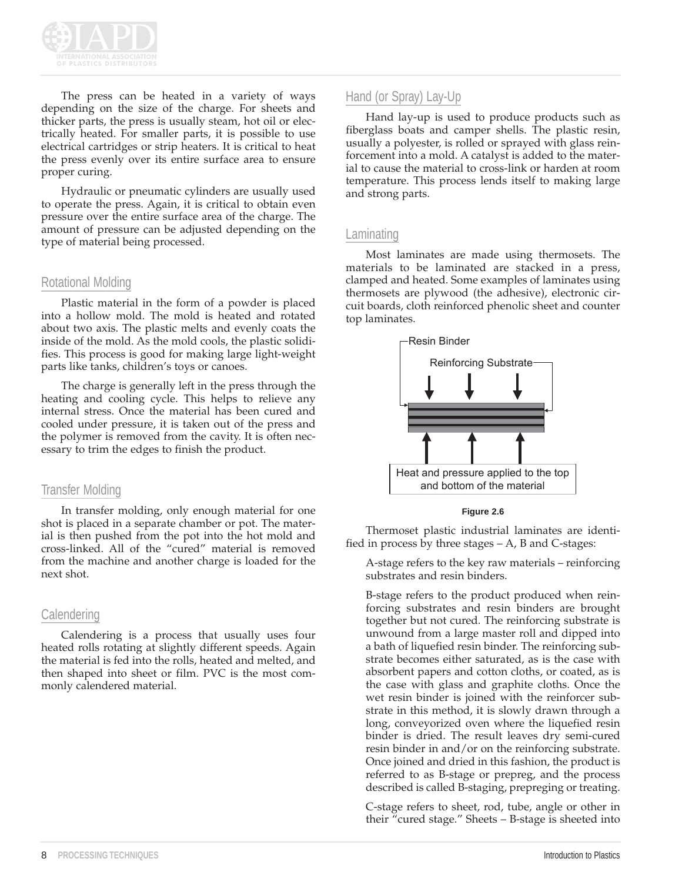The press can be heated in a variety of ways depending on the size of the charge. For sheets and thicker parts, the press is usually steam, hot oil or electrically heated. For smaller parts, it is possible to use electrical cartridges or strip heaters. It is critical to heat the press evenly over its entire surface area to ensure proper curing.

Hydraulic or pneumatic cylinders are usually used to operate the press. Again, it is critical to obtain even pressure over the entire surface area of the charge. The amount of pressure can be adjusted depending on the type of material being processed.

## Rotational Molding

Plastic material in the form of a powder is placed into a hollow mold. The mold is heated and rotated about two axis. The plastic melts and evenly coats the inside of the mold. As the mold cools, the plastic solidifies. This process is good for making large light-weight parts like tanks, children's toys or canoes.

The charge is generally left in the press through the heating and cooling cycle. This helps to relieve any internal stress. Once the material has been cured and cooled under pressure, it is taken out of the press and the polymer is removed from the cavity. It is often necessary to trim the edges to finish the product.

## Transfer Molding

In transfer molding, only enough material for one shot is placed in a separate chamber or pot. The material is then pushed from the pot into the hot mold and cross-linked. All of the "cured" material is removed from the machine and another charge is loaded for the next shot.

## Calendering

Calendering is a process that usually uses four heated rolls rotating at slightly different speeds. Again the material is fed into the rolls, heated and melted, and then shaped into sheet or film. PVC is the most commonly calendered material.

## Hand (or Spray) Lay-Up

Hand lay-up is used to produce products such as fiberglass boats and camper shells. The plastic resin, usually a polyester, is rolled or sprayed with glass reinforcement into a mold. A catalyst is added to the material to cause the material to cross-link or harden at room temperature. This process lends itself to making large and strong parts.

## Laminating

Most laminates are made using thermosets. The materials to be laminated are stacked in a press, clamped and heated. Some examples of laminates using thermosets are plywood (the adhesive), electronic circuit boards, cloth reinforced phenolic sheet and counter top laminates.

Resin Binder

Reinforcing Substrate

Heat and pressure applied to the top and bottom of the material

**Figure 2.6**

Thermoset plastic industrial laminates are identified in process by three stages – A, B and C-stages:

A-stage refers to the key raw materials – reinforcing substrates and resin binders.

B-stage refers to the product produced when reinforcing substrates and resin binders are brought together but not cured. The reinforcing substrate is unwound from a large master roll and dipped into a bath of liquefied resin binder. The reinforcing substrate becomes either saturated, as is the case with absorbent papers and cotton cloths, or coated, as is the case with glass and graphite cloths. Once the wet resin binder is joined with the reinforcer substrate in this method, it is slowly drawn through a long, conveyorized oven where the liquefied resin binder is dried. The result leaves dry semi-cured resin binder in and/or on the reinforcing substrate. Once joined and dried in this fashion, the product is referred to as B-stage or prepreg, and the process described is called B-staging, prepreging or treating.

C-stage refers to sheet, rod, tube, angle or other in their "cured stage." Sheets – B-stage is sheeted into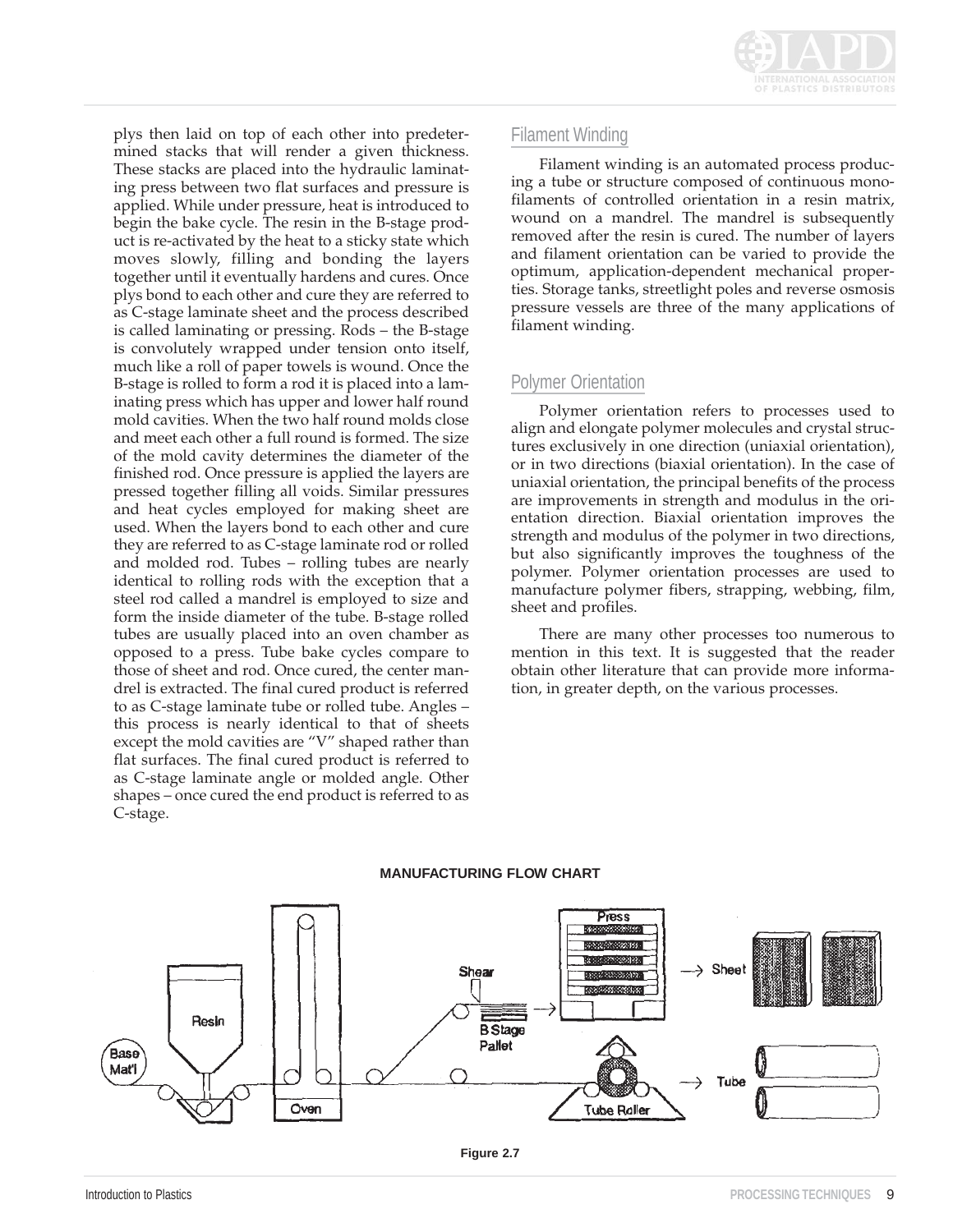plys then laid on top of each other into predetermined stacks that will render a given thickness. These stacks are placed into the hydraulic laminating press between two flat surfaces and pressure is applied. While under pressure, heat is introduced to begin the bake cycle. The resin in the B-stage product is re-activated by the heat to a sticky state which moves slowly, filling and bonding the layers together until it eventually hardens and cures. Once plys bond to each other and cure they are referred to as C-stage laminate sheet and the process described is called laminating or pressing. Rods – the B-stage is convolutely wrapped under tension onto itself, much like a roll of paper towels is wound. Once the B-stage is rolled to form a rod it is placed into a laminating press which has upper and lower half round mold cavities. When the two half round molds close and meet each other a full round is formed. The size of the mold cavity determines the diameter of the finished rod. Once pressure is applied the layers are pressed together filling all voids. Similar pressures and heat cycles employed for making sheet are used. When the layers bond to each other and cure they are referred to as C-stage laminate rod or rolled and molded rod. Tubes – rolling tubes are nearly identical to rolling rods with the exception that a steel rod called a mandrel is employed to size and form the inside diameter of the tube. B-stage rolled tubes are usually placed into an oven chamber as opposed to a press. Tube bake cycles compare to those of sheet and rod. Once cured, the center mandrel is extracted. The final cured product is referred to as C-stage laminate tube or rolled tube. Angles – this process is nearly identical to that of sheets except the mold cavities are "V" shaped rather than flat surfaces. The final cured product is referred to as C-stage laminate angle or molded angle. Other shapes – once cured the end product is referred to as C-stage.

## Filament Winding

Filament winding is an automated process producing a tube or structure composed of continuous monofilaments of controlled orientation in a resin matrix, wound on a mandrel. The mandrel is subsequently removed after the resin is cured. The number of layers and filament orientation can be varied to provide the optimum, application-dependent mechanical properties. Storage tanks, streetlight poles and reverse osmosis pressure vessels are three of the many applications of filament winding.

## Polymer Orientation

Polymer orientation refers to processes used to align and elongate polymer molecules and crystal structures exclusively in one direction (uniaxial orientation), or in two directions (biaxial orientation). In the case of uniaxial orientation, the principal benefits of the process are improvements in strength and modulus in the orientation direction. Biaxial orientation improves the strength and modulus of the polymer in two directions, but also significantly improves the toughness of the polymer. Polymer orientation processes are used to manufacture polymer fibers, strapping, webbing, film, sheet and profiles.

There are many other processes too numerous to mention in this text. It is suggested that the reader obtain other literature that can provide more information, in greater depth, on the various processes.

**MANUFACTURING FLOW CHART**

Base Mat'l
Resin
Oven
Shear
B Stage Pallet
Press
Sheet
Tube Roller
Tube

**Figure 2.7**